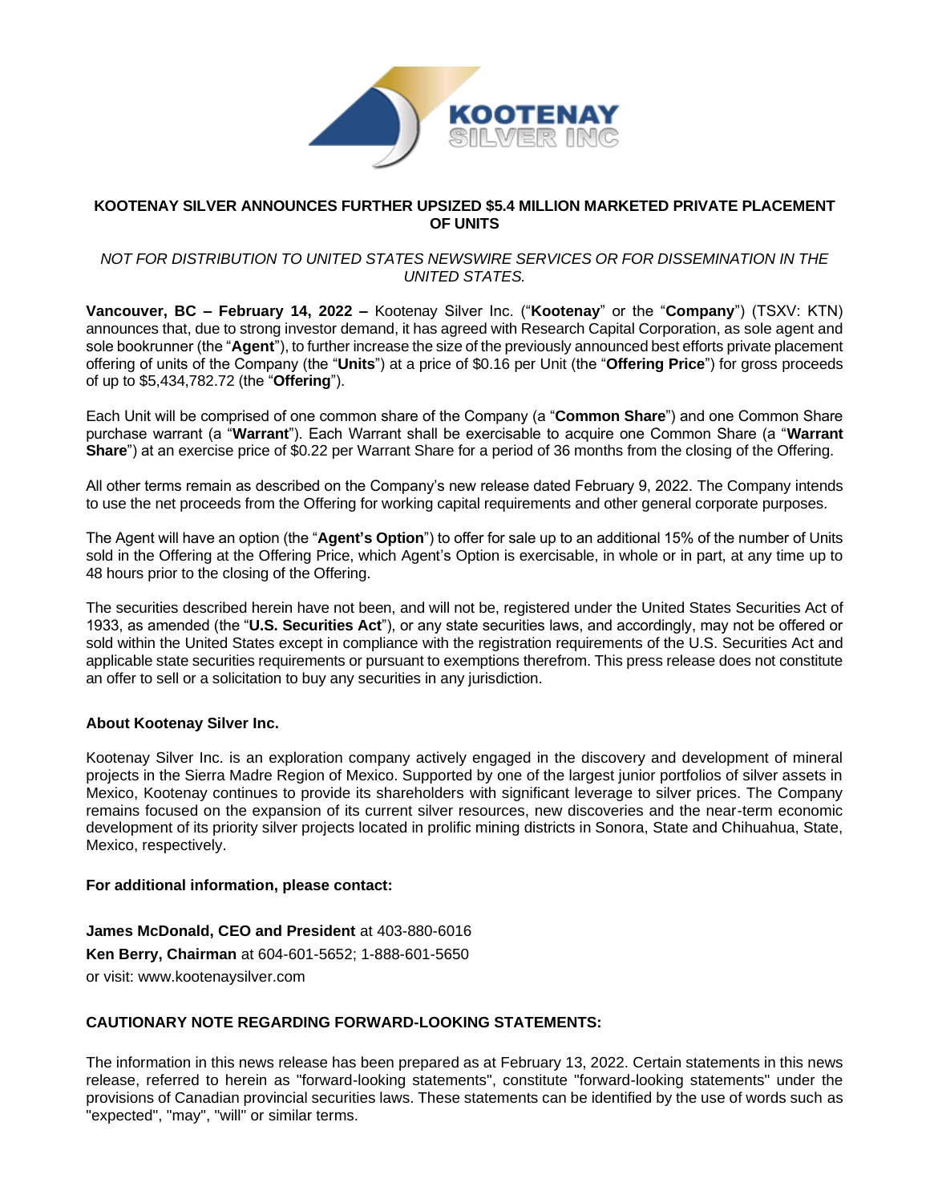**KOOTENAY SILVER ANNOUNCES FURTHER UPSIZED $5.4 MILLION MARKETED PRIVATE PLACEMENT OF UNITS**

*NOT FOR DISTRIBUTION TO UNITED STATES NEWSWIRE SERVICES OR FOR DISSEMINATION IN THE UNITED STATES.*

**Vancouver, BC – February 14, 2022 –** Kootenay Silver Inc. ("**Kootenay**" or the "**Company**") (TSXV: KTN) announces that, due to strong investor demand, it has agreed with Research Capital Corporation, as sole agent and sole bookrunner (the "**Agent**"), to further increase the size of the previously announced best efforts private placement offering of units of the Company (the "**Units**") at a price of $0.16 per Unit (the "**Offering Price**") for gross proceeds of up to $5,434,782.72 (the "**Offering**").

Each Unit will be comprised of one common share of the Company (a "**Common Share**") and one Common Share purchase warrant (a "**Warrant**"). Each Warrant shall be exercisable to acquire one Common Share (a "**Warrant Share**") at an exercise price of $0.22 per Warrant Share for a period of 36 months from the closing of the Offering.

All other terms remain as described on the Company's new release dated February 9, 2022. The Company intends to use the net proceeds from the Offering for working capital requirements and other general corporate purposes.

The Agent will have an option (the "**Agent's Option**") to offer for sale up to an additional 15% of the number of Units sold in the Offering at the Offering Price, which Agent's Option is exercisable, in whole or in part, at any time up to 48 hours prior to the closing of the Offering.

The securities described herein have not been, and will not be, registered under the United States Securities Act of 1933, as amended (the "**U.S. Securities Act**"), or any state securities laws, and accordingly, may not be offered or sold within the United States except in compliance with the registration requirements of the U.S. Securities Act and applicable state securities requirements or pursuant to exemptions therefrom. This press release does not constitute an offer to sell or a solicitation to buy any securities in any jurisdiction.

**About Kootenay Silver Inc.**

Kootenay Silver Inc. is an exploration company actively engaged in the discovery and development of mineral projects in the Sierra Madre Region of Mexico. Supported by one of the largest junior portfolios of silver assets in Mexico, Kootenay continues to provide its shareholders with significant leverage to silver prices. The Company remains focused on the expansion of its current silver resources, new discoveries and the near-term economic development of its priority silver projects located in prolific mining districts in Sonora, State and Chihuahua, State, Mexico, respectively.

**For additional information, please contact:**

**James McDonald, CEO and President** at 403-880-6016
**Ken Berry, Chairman** at 604-601-5652; 1-888-601-5650
or visit: www.kootenaysilver.com

**CAUTIONARY NOTE REGARDING FORWARD-LOOKING STATEMENTS:**

The information in this news release has been prepared as at February 13, 2022. Certain statements in this news release, referred to herein as "forward-looking statements", constitute "forward-looking statements" under the provisions of Canadian provincial securities laws. These statements can be identified by the use of words such as "expected", "may", "will" or similar terms.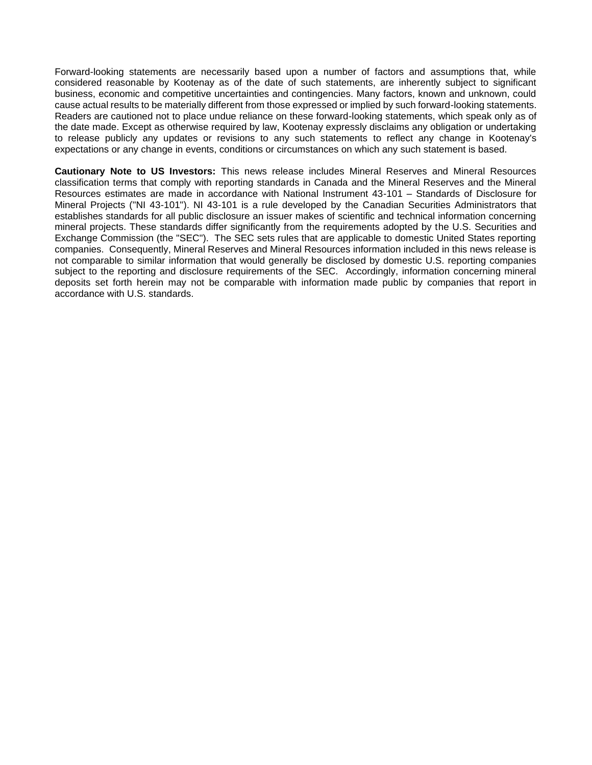Forward-looking statements are necessarily based upon a number of factors and assumptions that, while considered reasonable by Kootenay as of the date of such statements, are inherently subject to significant business, economic and competitive uncertainties and contingencies. Many factors, known and unknown, could cause actual results to be materially different from those expressed or implied by such forward-looking statements. Readers are cautioned not to place undue reliance on these forward-looking statements, which speak only as of the date made. Except as otherwise required by law, Kootenay expressly disclaims any obligation or undertaking to release publicly any updates or revisions to any such statements to reflect any change in Kootenay's expectations or any change in events, conditions or circumstances on which any such statement is based.

**Cautionary Note to US Investors:** This news release includes Mineral Reserves and Mineral Resources classification terms that comply with reporting standards in Canada and the Mineral Reserves and the Mineral Resources estimates are made in accordance with National Instrument 43-101 – Standards of Disclosure for Mineral Projects ("NI 43-101"). NI 43-101 is a rule developed by the Canadian Securities Administrators that establishes standards for all public disclosure an issuer makes of scientific and technical information concerning mineral projects. These standards differ significantly from the requirements adopted by the U.S. Securities and Exchange Commission (the "SEC"). The SEC sets rules that are applicable to domestic United States reporting companies. Consequently, Mineral Reserves and Mineral Resources information included in this news release is not comparable to similar information that would generally be disclosed by domestic U.S. reporting companies subject to the reporting and disclosure requirements of the SEC. Accordingly, information concerning mineral deposits set forth herein may not be comparable with information made public by companies that report in accordance with U.S. standards.